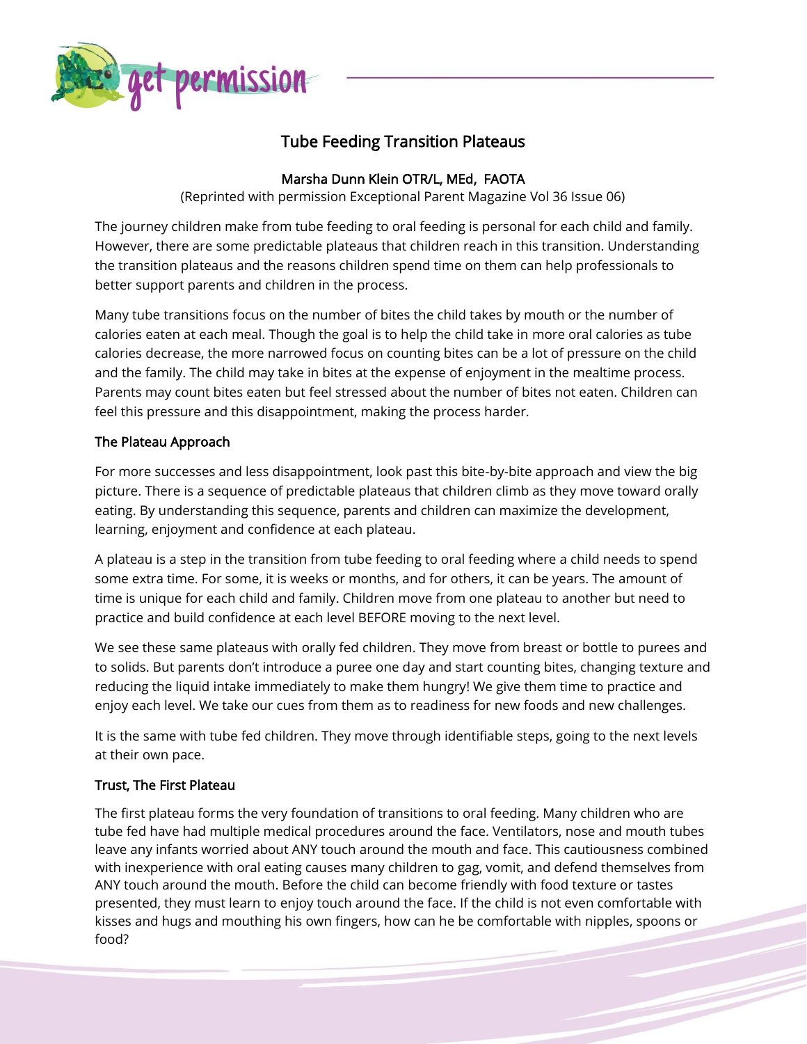# Tube Feeding Transition Plateaus

Marsha Dunn Klein OTR/L, MEd, FAOTA

(Reprinted with permission Exceptional Parent Magazine Vol 36 Issue 06)

The journey children make from tube feeding to oral feeding is personal for each child and family. However, there are some predictable plateaus that children reach in this transition. Understanding the transition plateaus and the reasons children spend time on them can help professionals to better support parents and children in the process.

Many tube transitions focus on the number of bites the child takes by mouth or the number of calories eaten at each meal. Though the goal is to help the child take in more oral calories as tube calories decrease, the more narrowed focus on counting bites can be a lot of pressure on the child and the family. The child may take in bites at the expense of enjoyment in the mealtime process. Parents may count bites eaten but feel stressed about the number of bites not eaten. Children can feel this pressure and this disappointment, making the process harder.

## The Plateau Approach

For more successes and less disappointment, look past this bite-by-bite approach and view the big picture. There is a sequence of predictable plateaus that children climb as they move toward orally eating. By understanding this sequence, parents and children can maximize the development, learning, enjoyment and confidence at each plateau.

A plateau is a step in the transition from tube feeding to oral feeding where a child needs to spend some extra time. For some, it is weeks or months, and for others, it can be years. The amount of time is unique for each child and family. Children move from one plateau to another but need to practice and build confidence at each level BEFORE moving to the next level.

We see these same plateaus with orally fed children. They move from breast or bottle to purees and to solids. But parents don't introduce a puree one day and start counting bites, changing texture and reducing the liquid intake immediately to make them hungry! We give them time to practice and enjoy each level. We take our cues from them as to readiness for new foods and new challenges.

It is the same with tube fed children. They move through identifiable steps, going to the next levels at their own pace.

## Trust, The First Plateau

The first plateau forms the very foundation of transitions to oral feeding. Many children who are tube fed have had multiple medical procedures around the face. Ventilators, nose and mouth tubes leave any infants worried about ANY touch around the mouth and face. This cautiousness combined with inexperience with oral eating causes many children to gag, vomit, and defend themselves from ANY touch around the mouth. Before the child can become friendly with food texture or tastes presented, they must learn to enjoy touch around the face. If the child is not even comfortable with kisses and hugs and mouthing his own fingers, how can he be comfortable with nipples, spoons or food?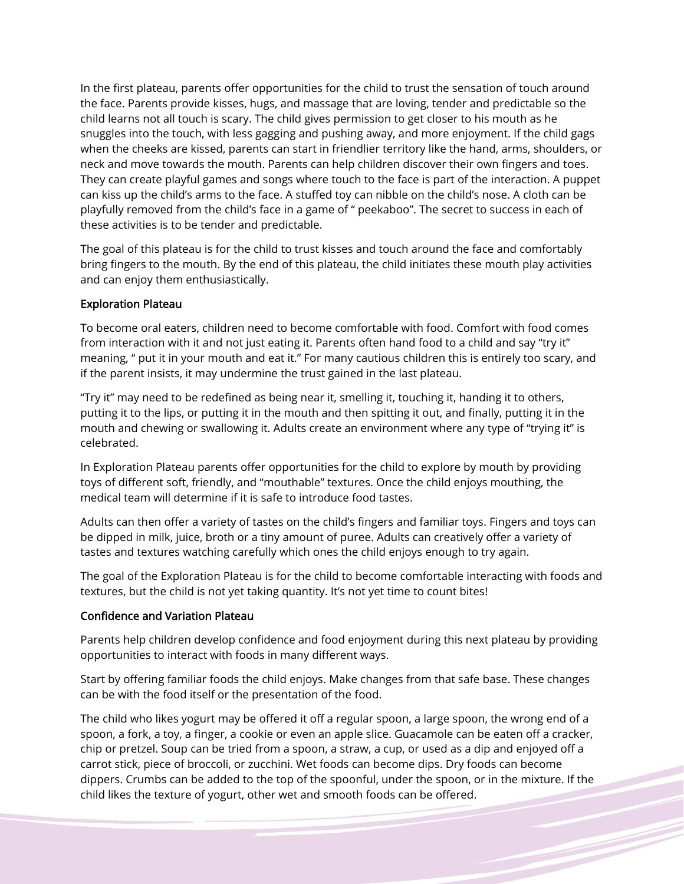In the first plateau, parents offer opportunities for the child to trust the sensation of touch around the face. Parents provide kisses, hugs, and massage that are loving, tender and predictable so the child learns not all touch is scary. The child gives permission to get closer to his mouth as he snuggles into the touch, with less gagging and pushing away, and more enjoyment. If the child gags when the cheeks are kissed, parents can start in friendlier territory like the hand, arms, shoulders, or neck and move towards the mouth. Parents can help children discover their own fingers and toes. They can create playful games and songs where touch to the face is part of the interaction. A puppet can kiss up the child's arms to the face. A stuffed toy can nibble on the child's nose. A cloth can be playfully removed from the child's face in a game of " peekaboo". The secret to success in each of these activities is to be tender and predictable.

The goal of this plateau is for the child to trust kisses and touch around the face and comfortably bring fingers to the mouth. By the end of this plateau, the child initiates these mouth play activities and can enjoy them enthusiastically.

### Exploration Plateau

To become oral eaters, children need to become comfortable with food. Comfort with food comes from interaction with it and not just eating it. Parents often hand food to a child and say "try it" meaning, " put it in your mouth and eat it." For many cautious children this is entirely too scary, and if the parent insists, it may undermine the trust gained in the last plateau.

"Try it" may need to be redefined as being near it, smelling it, touching it, handing it to others, putting it to the lips, or putting it in the mouth and then spitting it out, and finally, putting it in the mouth and chewing or swallowing it. Adults create an environment where any type of "trying it" is celebrated.

In Exploration Plateau parents offer opportunities for the child to explore by mouth by providing toys of different soft, friendly, and "mouthable" textures. Once the child enjoys mouthing, the medical team will determine if it is safe to introduce food tastes.

Adults can then offer a variety of tastes on the child's fingers and familiar toys. Fingers and toys can be dipped in milk, juice, broth or a tiny amount of puree. Adults can creatively offer a variety of tastes and textures watching carefully which ones the child enjoys enough to try again.

The goal of the Exploration Plateau is for the child to become comfortable interacting with foods and textures, but the child is not yet taking quantity. It's not yet time to count bites!

### Confidence and Variation Plateau

Parents help children develop confidence and food enjoyment during this next plateau by providing opportunities to interact with foods in many different ways.

Start by offering familiar foods the child enjoys. Make changes from that safe base. These changes can be with the food itself or the presentation of the food.

The child who likes yogurt may be offered it off a regular spoon, a large spoon, the wrong end of a spoon, a fork, a toy, a finger, a cookie or even an apple slice. Guacamole can be eaten off a cracker, chip or pretzel. Soup can be tried from a spoon, a straw, a cup, or used as a dip and enjoyed off a carrot stick, piece of broccoli, or zucchini. Wet foods can become dips. Dry foods can become dippers. Crumbs can be added to the top of the spoonful, under the spoon, or in the mixture. If the child likes the texture of yogurt, other wet and smooth foods can be offered.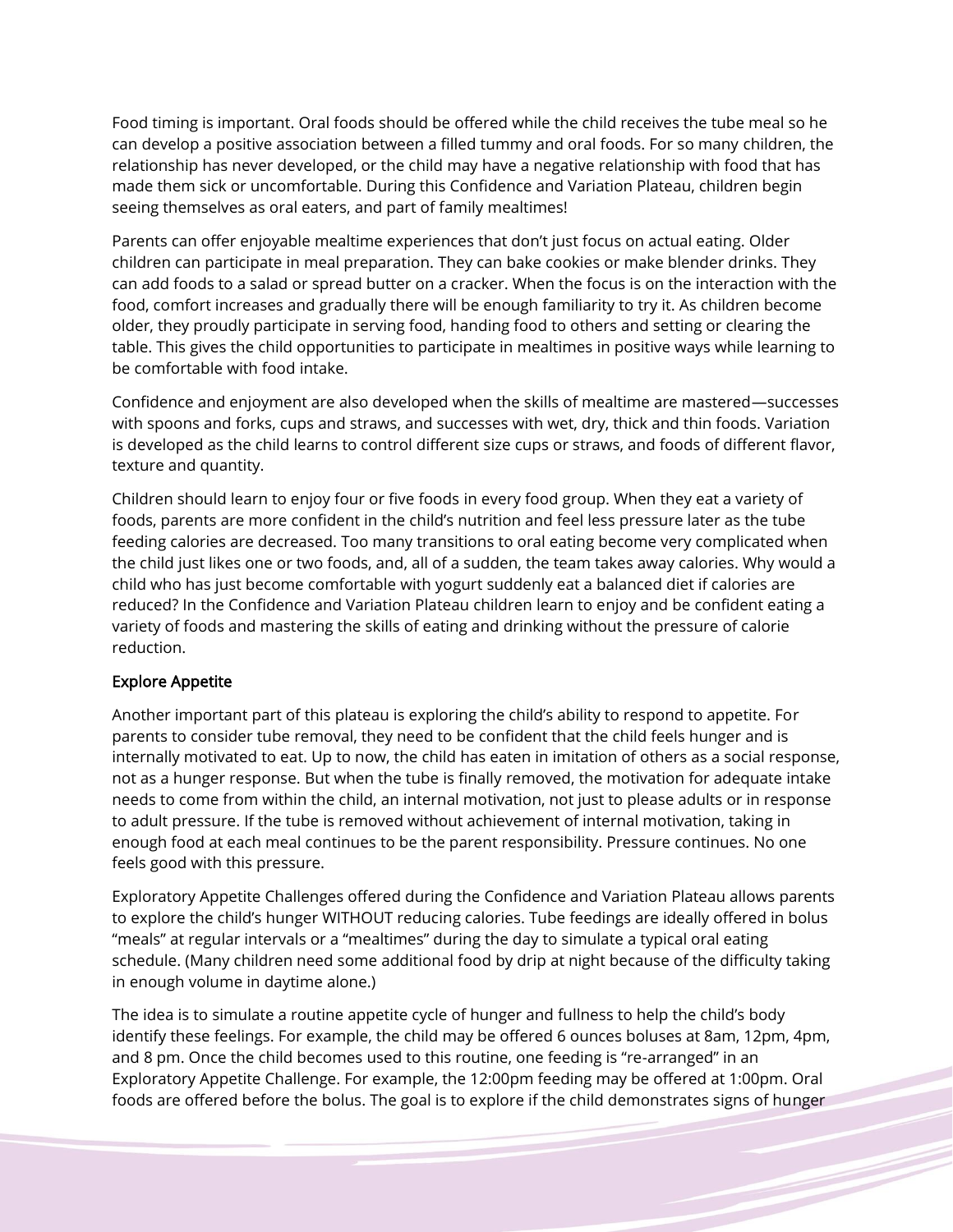Food timing is important. Oral foods should be offered while the child receives the tube meal so he can develop a positive association between a filled tummy and oral foods. For so many children, the relationship has never developed, or the child may have a negative relationship with food that has made them sick or uncomfortable. During this Confidence and Variation Plateau, children begin seeing themselves as oral eaters, and part of family mealtimes!

Parents can offer enjoyable mealtime experiences that don't just focus on actual eating. Older children can participate in meal preparation. They can bake cookies or make blender drinks. They can add foods to a salad or spread butter on a cracker. When the focus is on the interaction with the food, comfort increases and gradually there will be enough familiarity to try it. As children become older, they proudly participate in serving food, handing food to others and setting or clearing the table. This gives the child opportunities to participate in mealtimes in positive ways while learning to be comfortable with food intake.

Confidence and enjoyment are also developed when the skills of mealtime are mastered—successes with spoons and forks, cups and straws, and successes with wet, dry, thick and thin foods. Variation is developed as the child learns to control different size cups or straws, and foods of different flavor, texture and quantity.

Children should learn to enjoy four or five foods in every food group. When they eat a variety of foods, parents are more confident in the child's nutrition and feel less pressure later as the tube feeding calories are decreased. Too many transitions to oral eating become very complicated when the child just likes one or two foods, and, all of a sudden, the team takes away calories. Why would a child who has just become comfortable with yogurt suddenly eat a balanced diet if calories are reduced? In the Confidence and Variation Plateau children learn to enjoy and be confident eating a variety of foods and mastering the skills of eating and drinking without the pressure of calorie reduction.

### Explore Appetite

Another important part of this plateau is exploring the child's ability to respond to appetite. For parents to consider tube removal, they need to be confident that the child feels hunger and is internally motivated to eat. Up to now, the child has eaten in imitation of others as a social response, not as a hunger response. But when the tube is finally removed, the motivation for adequate intake needs to come from within the child, an internal motivation, not just to please adults or in response to adult pressure. If the tube is removed without achievement of internal motivation, taking in enough food at each meal continues to be the parent responsibility. Pressure continues. No one feels good with this pressure.

Exploratory Appetite Challenges offered during the Confidence and Variation Plateau allows parents to explore the child's hunger WITHOUT reducing calories. Tube feedings are ideally offered in bolus "meals" at regular intervals or a "mealtimes" during the day to simulate a typical oral eating schedule. (Many children need some additional food by drip at night because of the difficulty taking in enough volume in daytime alone.)

The idea is to simulate a routine appetite cycle of hunger and fullness to help the child's body identify these feelings. For example, the child may be offered 6 ounces boluses at 8am, 12pm, 4pm, and 8 pm. Once the child becomes used to this routine, one feeding is "re-arranged" in an Exploratory Appetite Challenge. For example, the 12:00pm feeding may be offered at 1:00pm. Oral foods are offered before the bolus. The goal is to explore if the child demonstrates signs of hunger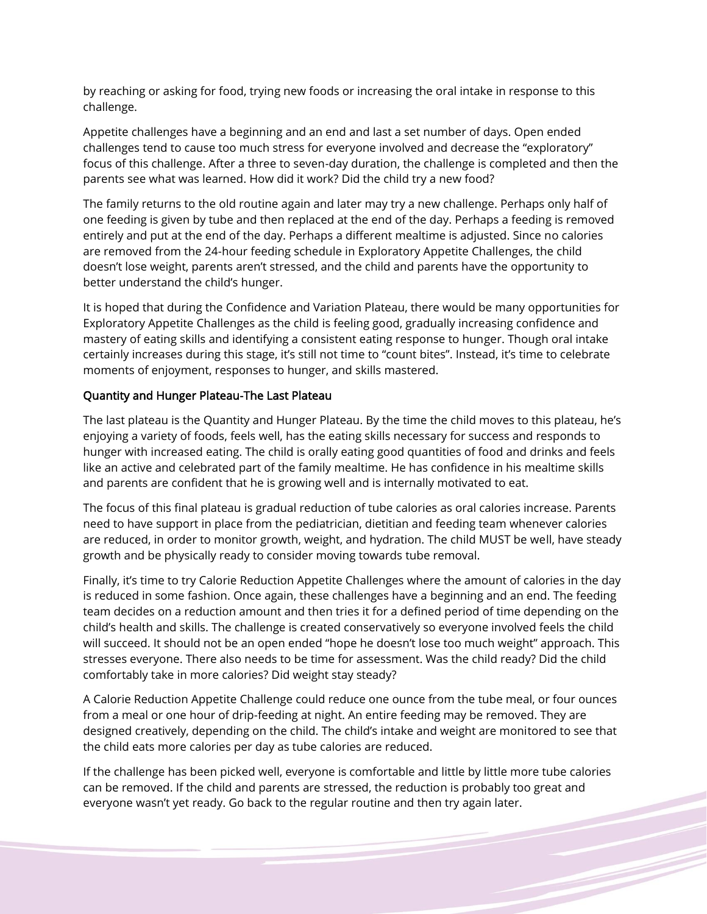by reaching or asking for food, trying new foods or increasing the oral intake in response to this challenge.

Appetite challenges have a beginning and an end and last a set number of days. Open ended challenges tend to cause too much stress for everyone involved and decrease the "exploratory" focus of this challenge. After a three to seven-day duration, the challenge is completed and then the parents see what was learned. How did it work? Did the child try a new food?

The family returns to the old routine again and later may try a new challenge. Perhaps only half of one feeding is given by tube and then replaced at the end of the day. Perhaps a feeding is removed entirely and put at the end of the day. Perhaps a different mealtime is adjusted. Since no calories are removed from the 24-hour feeding schedule in Exploratory Appetite Challenges, the child doesn't lose weight, parents aren't stressed, and the child and parents have the opportunity to better understand the child's hunger.

It is hoped that during the Confidence and Variation Plateau, there would be many opportunities for Exploratory Appetite Challenges as the child is feeling good, gradually increasing confidence and mastery of eating skills and identifying a consistent eating response to hunger. Though oral intake certainly increases during this stage, it's still not time to "count bites". Instead, it's time to celebrate moments of enjoyment, responses to hunger, and skills mastered.

### Quantity and Hunger Plateau-The Last Plateau

The last plateau is the Quantity and Hunger Plateau. By the time the child moves to this plateau, he's enjoying a variety of foods, feels well, has the eating skills necessary for success and responds to hunger with increased eating. The child is orally eating good quantities of food and drinks and feels like an active and celebrated part of the family mealtime. He has confidence in his mealtime skills and parents are confident that he is growing well and is internally motivated to eat.

The focus of this final plateau is gradual reduction of tube calories as oral calories increase. Parents need to have support in place from the pediatrician, dietitian and feeding team whenever calories are reduced, in order to monitor growth, weight, and hydration. The child MUST be well, have steady growth and be physically ready to consider moving towards tube removal.

Finally, it's time to try Calorie Reduction Appetite Challenges where the amount of calories in the day is reduced in some fashion. Once again, these challenges have a beginning and an end. The feeding team decides on a reduction amount and then tries it for a defined period of time depending on the child's health and skills. The challenge is created conservatively so everyone involved feels the child will succeed. It should not be an open ended "hope he doesn't lose too much weight" approach. This stresses everyone. There also needs to be time for assessment. Was the child ready? Did the child comfortably take in more calories? Did weight stay steady?

A Calorie Reduction Appetite Challenge could reduce one ounce from the tube meal, or four ounces from a meal or one hour of drip-feeding at night. An entire feeding may be removed. They are designed creatively, depending on the child. The child's intake and weight are monitored to see that the child eats more calories per day as tube calories are reduced.

If the challenge has been picked well, everyone is comfortable and little by little more tube calories can be removed. If the child and parents are stressed, the reduction is probably too great and everyone wasn't yet ready. Go back to the regular routine and then try again later.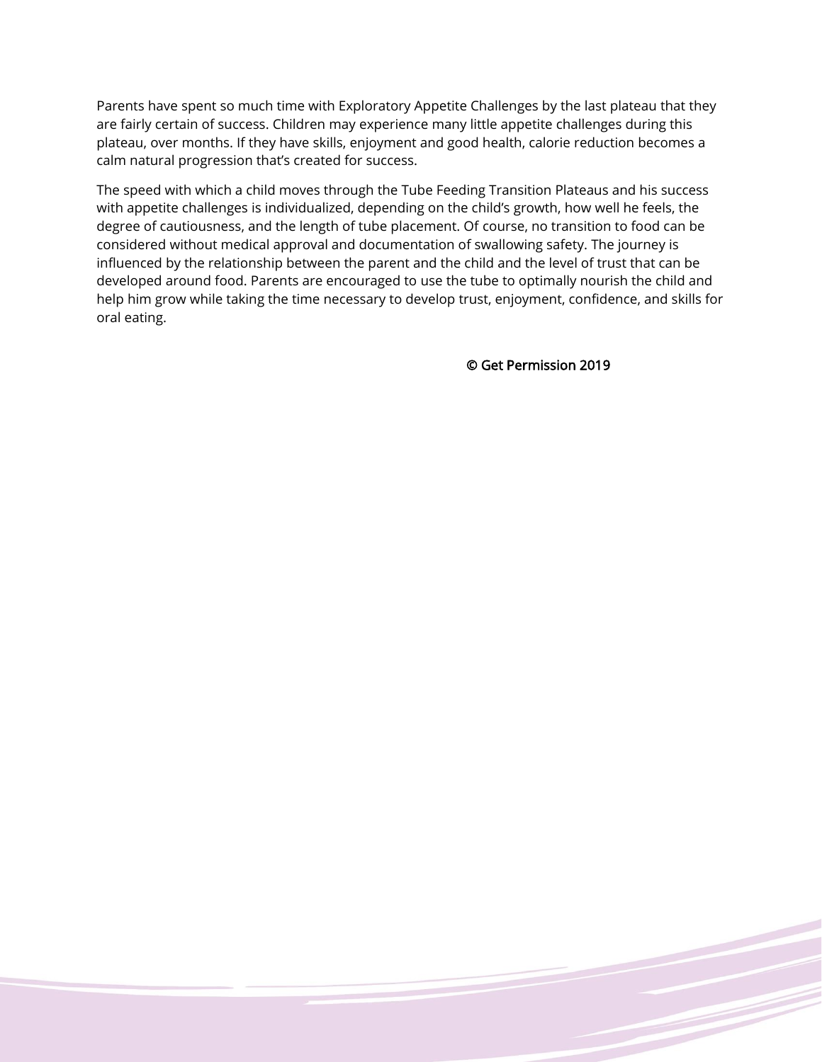Parents have spent so much time with Exploratory Appetite Challenges by the last plateau that they are fairly certain of success. Children may experience many little appetite challenges during this plateau, over months. If they have skills, enjoyment and good health, calorie reduction becomes a calm natural progression that's created for success.

The speed with which a child moves through the Tube Feeding Transition Plateaus and his success with appetite challenges is individualized, depending on the child's growth, how well he feels, the degree of cautiousness, and the length of tube placement. Of course, no transition to food can be considered without medical approval and documentation of swallowing safety. The journey is influenced by the relationship between the parent and the child and the level of trust that can be developed around food. Parents are encouraged to use the tube to optimally nourish the child and help him grow while taking the time necessary to develop trust, enjoyment, confidence, and skills for oral eating.

© Get Permission 2019